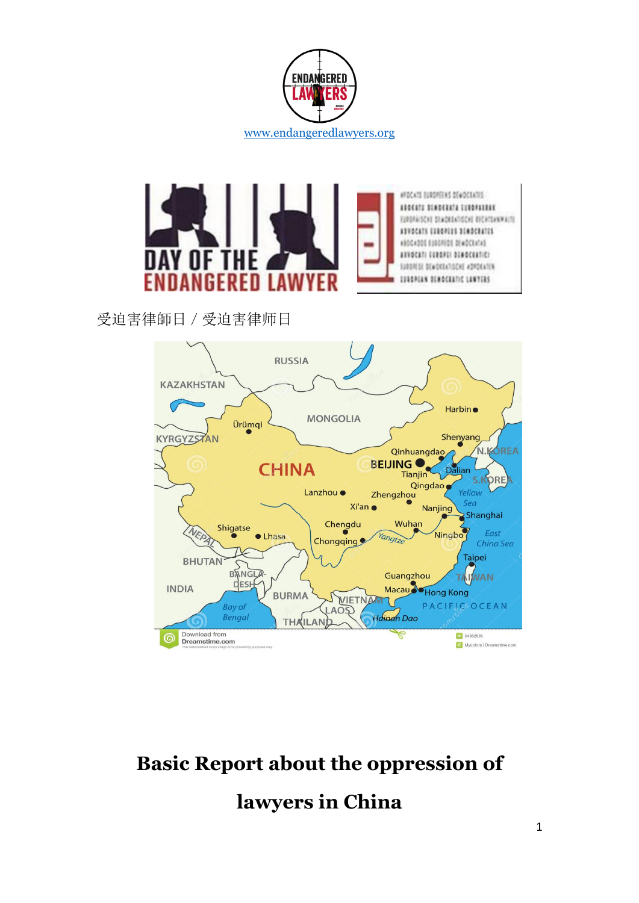www.endangeredlawyers.org

受迫害律師日 / 受迫害律师日

# Basic Report about the oppression of lawyers in China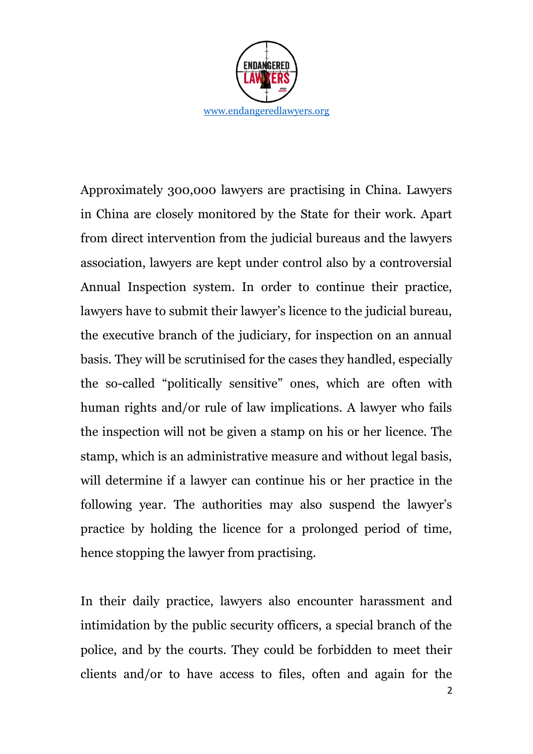Approximately 300,000 lawyers are practising in China. Lawyers in China are closely monitored by the State for their work. Apart from direct intervention from the judicial bureaus and the lawyers association, lawyers are kept under control also by a controversial Annual Inspection system. In order to continue their practice, lawyers have to submit their lawyer's licence to the judicial bureau, the executive branch of the judiciary, for inspection on an annual basis. They will be scrutinised for the cases they handled, especially the so-called "politically sensitive" ones, which are often with human rights and/or rule of law implications. A lawyer who fails the inspection will not be given a stamp on his or her licence. The stamp, which is an administrative measure and without legal basis, will determine if a lawyer can continue his or her practice in the following year. The authorities may also suspend the lawyer's practice by holding the licence for a prolonged period of time, hence stopping the lawyer from practising.

In their daily practice, lawyers also encounter harassment and intimidation by the public security officers, a special branch of the police, and by the courts. They could be forbidden to meet their clients and/or to have access to files, often and again for the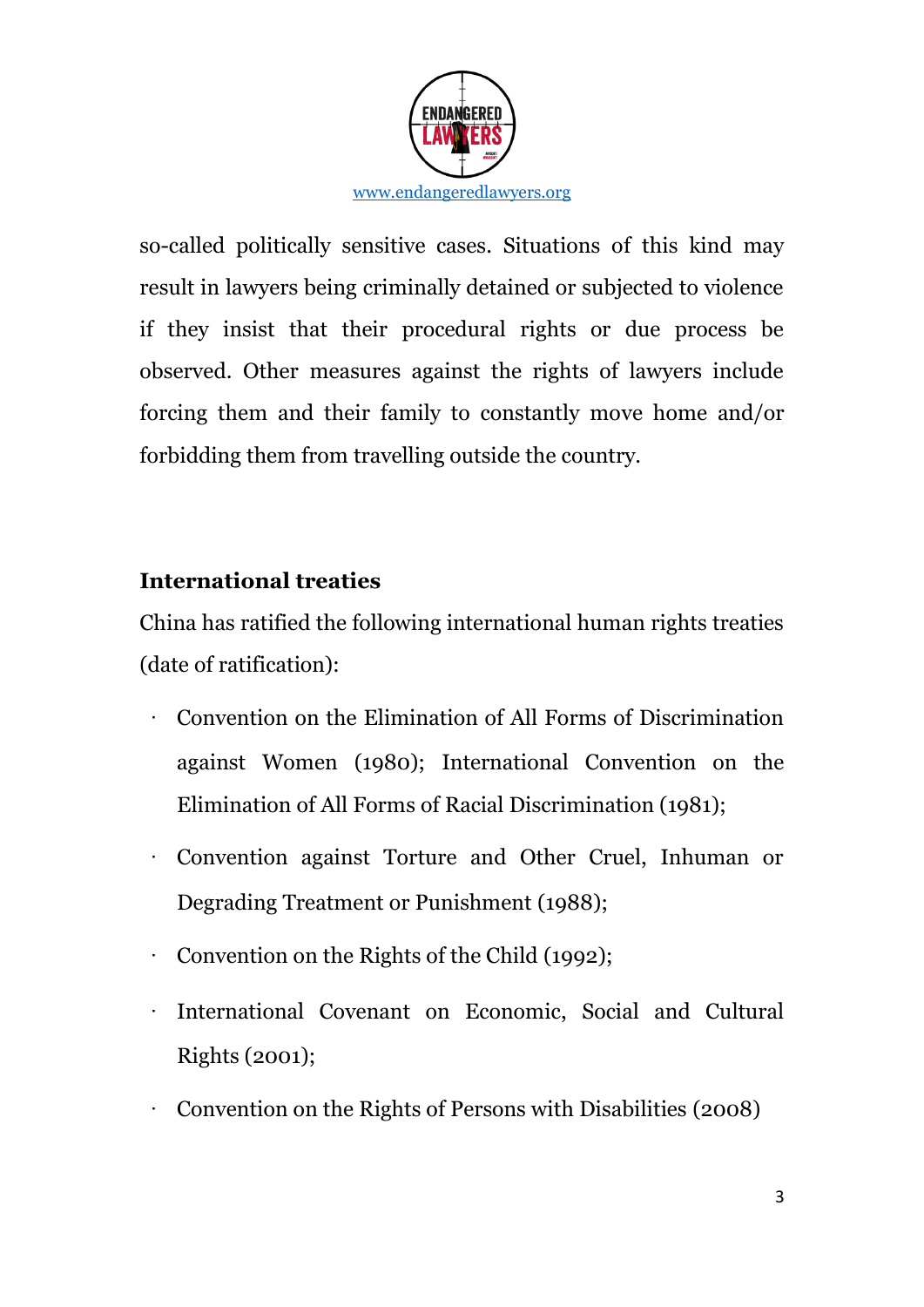so-called politically sensitive cases. Situations of this kind may result in lawyers being criminally detained or subjected to violence if they insist that their procedural rights or due process be observed. Other measures against the rights of lawyers include forcing them and their family to constantly move home and/or forbidding them from travelling outside the country.

**International treaties**

China has ratified the following international human rights treaties (date of ratification):

- Convention on the Elimination of All Forms of Discrimination against Women (1980); International Convention on the Elimination of All Forms of Racial Discrimination (1981);
- Convention against Torture and Other Cruel, Inhuman or Degrading Treatment or Punishment (1988);
- Convention on the Rights of the Child (1992);
- International Covenant on Economic, Social and Cultural Rights (2001);
- Convention on the Rights of Persons with Disabilities (2008)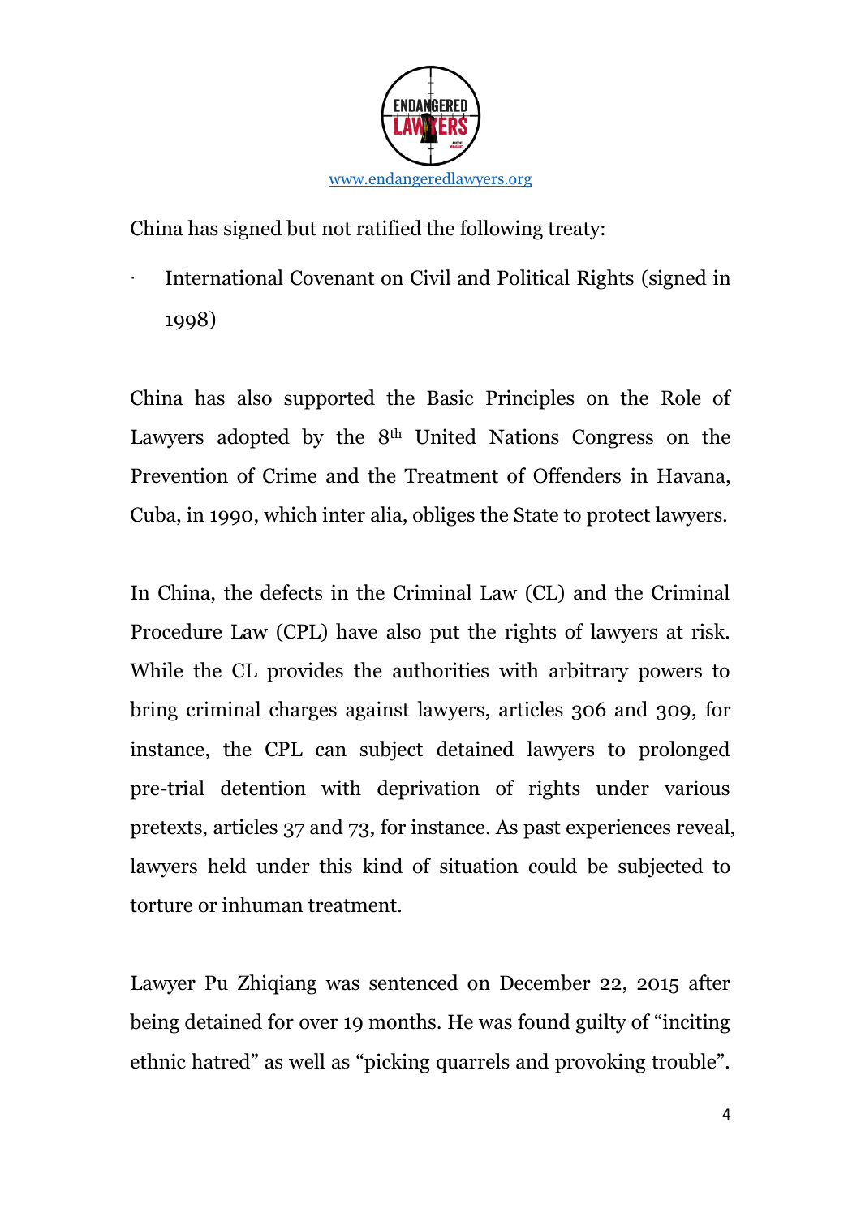China has signed but not ratified the following treaty:

- International Covenant on Civil and Political Rights (signed in 1998)

China has also supported the Basic Principles on the Role of Lawyers adopted by the 8th United Nations Congress on the Prevention of Crime and the Treatment of Offenders in Havana, Cuba, in 1990, which inter alia, obliges the State to protect lawyers.

In China, the defects in the Criminal Law (CL) and the Criminal Procedure Law (CPL) have also put the rights of lawyers at risk. While the CL provides the authorities with arbitrary powers to bring criminal charges against lawyers, articles 306 and 309, for instance, the CPL can subject detained lawyers to prolonged pre-trial detention with deprivation of rights under various pretexts, articles 37 and 73, for instance. As past experiences reveal, lawyers held under this kind of situation could be subjected to torture or inhuman treatment.

Lawyer Pu Zhiqiang was sentenced on December 22, 2015 after being detained for over 19 months. He was found guilty of "inciting ethnic hatred" as well as "picking quarrels and provoking trouble".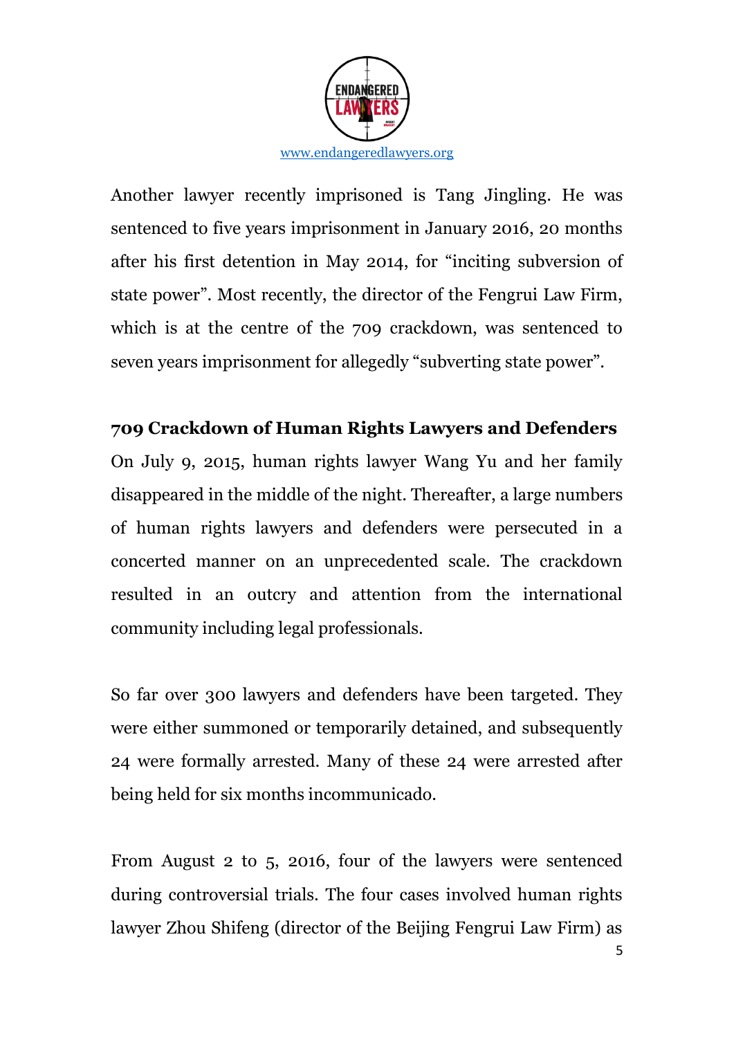Another lawyer recently imprisoned is Tang Jingling. He was sentenced to five years imprisonment in January 2016, 20 months after his first detention in May 2014, for "inciting subversion of state power". Most recently, the director of the Fengrui Law Firm, which is at the centre of the 709 crackdown, was sentenced to seven years imprisonment for allegedly "subverting state power".

**709 Crackdown of Human Rights Lawyers and Defenders**

On July 9, 2015, human rights lawyer Wang Yu and her family disappeared in the middle of the night. Thereafter, a large numbers of human rights lawyers and defenders were persecuted in a concerted manner on an unprecedented scale. The crackdown resulted in an outcry and attention from the international community including legal professionals.

So far over 300 lawyers and defenders have been targeted. They were either summoned or temporarily detained, and subsequently 24 were formally arrested. Many of these 24 were arrested after being held for six months incommunicado.

From August 2 to 5, 2016, four of the lawyers were sentenced during controversial trials. The four cases involved human rights lawyer Zhou Shifeng (director of the Beijing Fengrui Law Firm) as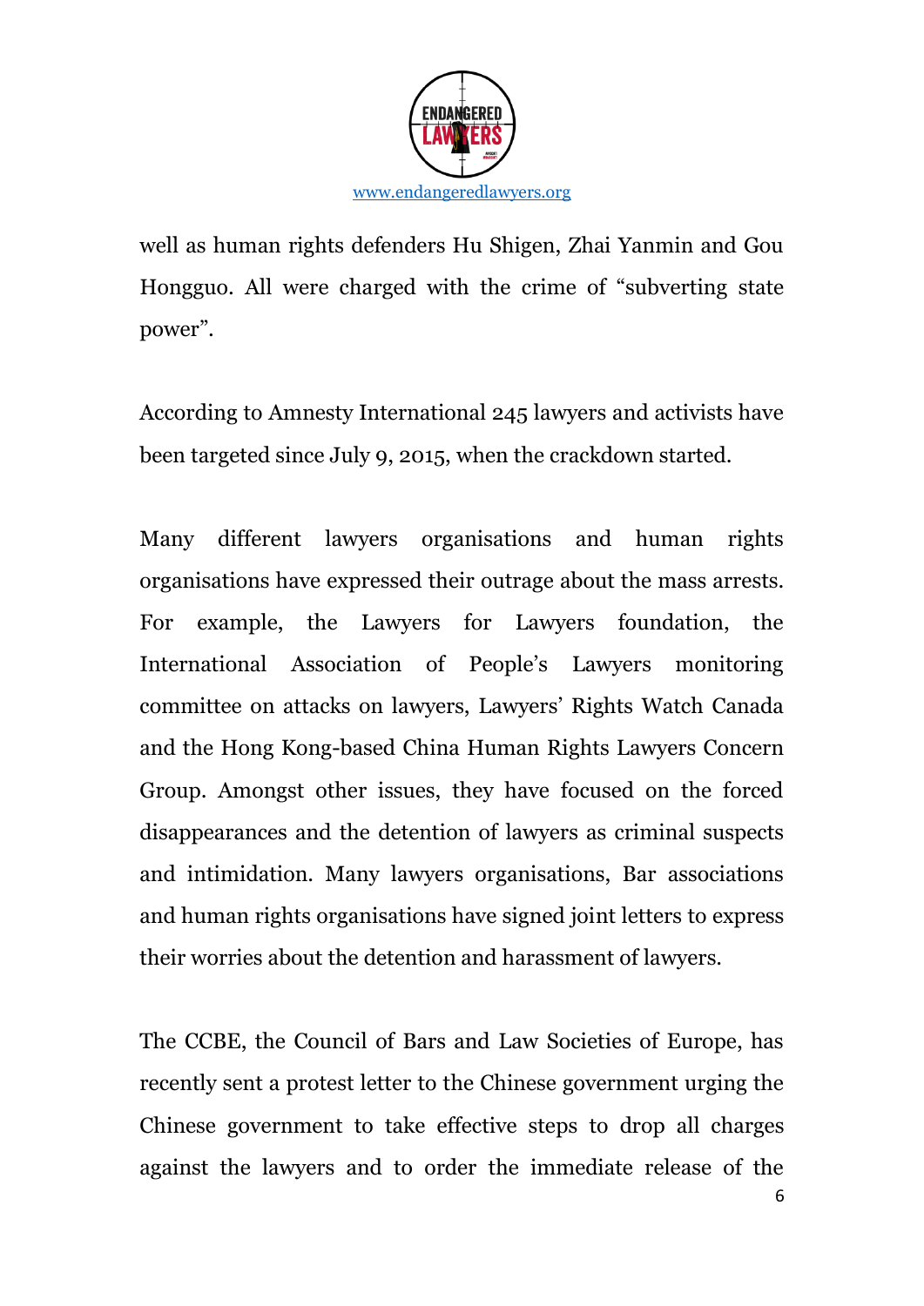well as human rights defenders Hu Shigen, Zhai Yanmin and Gou Hongguo. All were charged with the crime of “subverting state power”.

According to Amnesty International 245 lawyers and activists have been targeted since July 9, 2015, when the crackdown started.

Many different lawyers organisations and human rights organisations have expressed their outrage about the mass arrests. For example, the Lawyers for Lawyers foundation, the International Association of People’s Lawyers monitoring committee on attacks on lawyers, Lawyers’ Rights Watch Canada and the Hong Kong-based China Human Rights Lawyers Concern Group. Amongst other issues, they have focused on the forced disappearances and the detention of lawyers as criminal suspects and intimidation. Many lawyers organisations, Bar associations and human rights organisations have signed joint letters to express their worries about the detention and harassment of lawyers.

The CCBE, the Council of Bars and Law Societies of Europe, has recently sent a protest letter to the Chinese government urging the Chinese government to take effective steps to drop all charges against the lawyers and to order the immediate release of the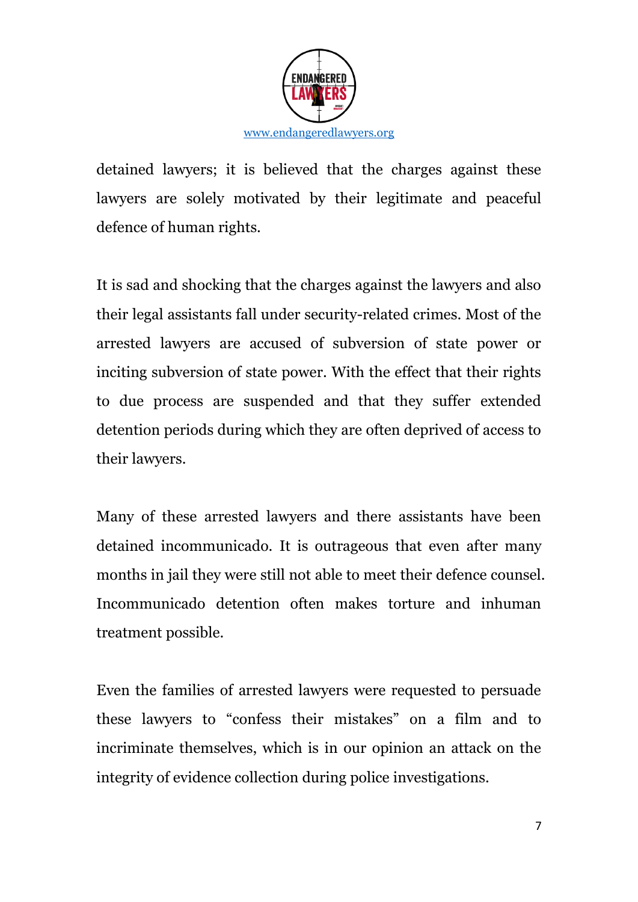detained lawyers; it is believed that the charges against these lawyers are solely motivated by their legitimate and peaceful defence of human rights.

It is sad and shocking that the charges against the lawyers and also their legal assistants fall under security-related crimes. Most of the arrested lawyers are accused of subversion of state power or inciting subversion of state power. With the effect that their rights to due process are suspended and that they suffer extended detention periods during which they are often deprived of access to their lawyers.

Many of these arrested lawyers and there assistants have been detained incommunicado. It is outrageous that even after many months in jail they were still not able to meet their defence counsel. Incommunicado detention often makes torture and inhuman treatment possible.

Even the families of arrested lawyers were requested to persuade these lawyers to “confess their mistakes” on a film and to incriminate themselves, which is in our opinion an attack on the integrity of evidence collection during police investigations.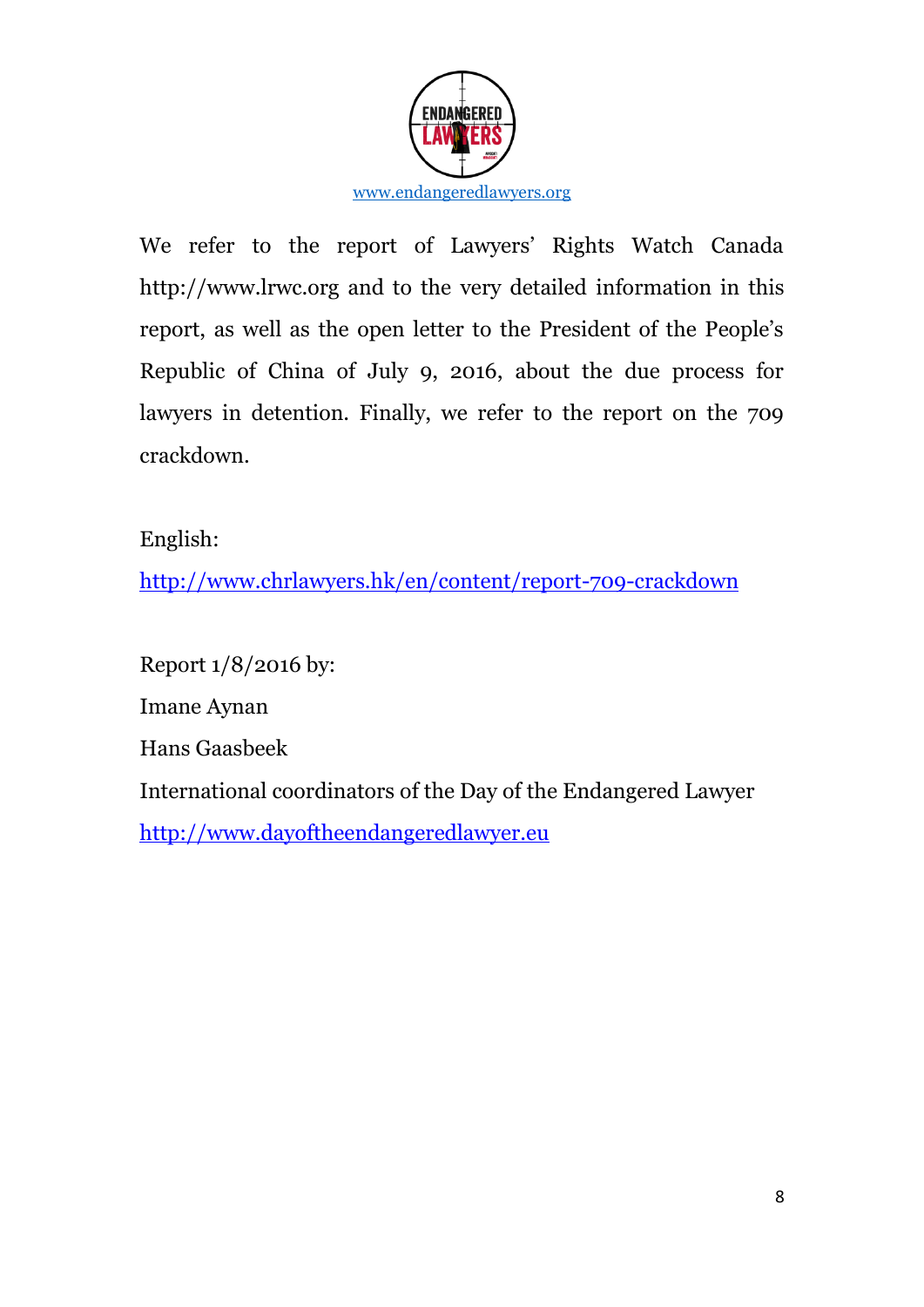www.endangeredlawyers.org

We refer to the report of Lawyers' Rights Watch Canada http://www.lrwc.org and to the very detailed information in this report, as well as the open letter to the President of the People's Republic of China of July 9, 2016, about the due process for lawyers in detention. Finally, we refer to the report on the 709 crackdown.

English:

http://www.chrlawyers.hk/en/content/report-709-crackdown

Report 1/8/2016 by:

Imane Aynan

Hans Gaasbeek

International coordinators of the Day of the Endangered Lawyer

http://www.dayoftheendangeredlawyer.eu